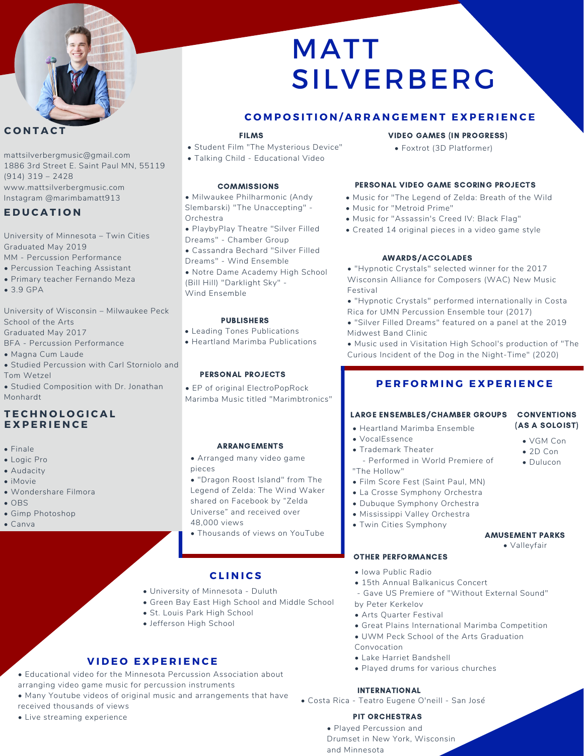# MATT SILVERBERG

## CONTACT

mattsilverbergmusic@gmail.com
1886 3rd Street E. Saint Paul MN, 55119
(914) 319 – 2428
www.mattsilverbergmusic.com
Instagram @marimbamatt913

## EDUCATION

University of Minnesota – Twin Cities
Graduated May 2019
MM - Percussion Performance
- Percussion Teaching Assistant
- Primary teacher Fernando Meza
- 3.9 GPA

University of Wisconsin – Milwaukee Peck School of the Arts
Graduated May 2017
BFA - Percussion Performance
- Magna Cum Laude
- Studied Percussion with Carl Storniolo and Tom Wetzel
- Studied Composition with Dr. Jonathan Monhardt

## TECHNOLOGICAL EXPERIENCE

- Finale
- Logic Pro
- Audacity
- iMovie
- Wondershare Filmora
- OBS
- Gimp Photoshop
- Canva

## COMPOSITION/ARRANGEMENT EXPERIENCE

### FILMS

- Student Film "The Mysterious Device"
- Talking Child - Educational Video

### COMMISSIONS

- Milwaukee Philharmonic (Andy Slembarski) "The Unaccepting" - Orchestra
- PlaybyPlay Theatre "Silver Filled Dreams" - Chamber Group
- Cassandra Bechard "Silver Filled Dreams" - Wind Ensemble
- Notre Dame Academy High School (Bill Hill) "Darklight Sky" - Wind Ensemble

### PUBLISHERS

- Leading Tones Publications
- Heartland Marimba Publications

### PERSONAL PROJECTS

- EP of original ElectroPopRock Marimba Music titled "Marimbtronics"

### ARRANGEMENTS

- Arranged many video game pieces
- "Dragon Roost Island" from The Legend of Zelda: The Wind Waker shared on Facebook by "Zelda Universe" and received over 48,000 views
- Thousands of views on YouTube

### VIDEO GAMES (IN PROGRESS)

- Foxtrot (3D Platformer)

### PERSONAL VIDEO GAME SCORING PROJECTS

- Music for "The Legend of Zelda: Breath of the Wild
- Music for "Metroid Prime"
- Music for "Assassin's Creed IV: Black Flag"
- Created 14 original pieces in a video game style

### AWARDS/ACCOLADES

- "Hypnotic Crystals" selected winner for the 2017 Wisconsin Alliance for Composers (WAC) New Music Festival
- "Hypnotic Crystals" performed internationally in Costa Rica for UMN Percussion Ensemble tour (2017)
- "Silver Filled Dreams" featured on a panel at the 2019 Midwest Band Clinic
- Music used in Visitation High School's production of "The Curious Incident of the Dog in the Night-Time" (2020)

## CLINICS

- University of Minnesota - Duluth
- Green Bay East High School and Middle School
- St. Louis Park High School
- Jefferson High School

## VIDEO EXPERIENCE

- Educational video for the Minnesota Percussion Association about arranging video game music for percussion instruments
- Many Youtube videos of original music and arrangements that have received thousands of views
- Live streaming experience

## PERFORMING EXPERIENCE

### LARGE ENSEMBLES/CHAMBER GROUPS

- Heartland Marimba Ensemble
- VocalEssence
- Trademark Theater
  - Performed in World Premiere of "The Hollow"
- Film Score Fest (Saint Paul, MN)
- La Crosse Symphony Orchestra
- Dubuque Symphony Orchestra
- Mississippi Valley Orchestra
- Twin Cities Symphony

### CONVENTIONS (AS A SOLOIST)

- VGM Con
- 2D Con
- Dulucon

### AMUSEMENT PARKS

- Valleyfair

### OTHER PERFORMANCES

- Iowa Public Radio
- 15th Annual Balkanicus Concert
  - Gave US Premiere of "Without External Sound" by Peter Kerkelov
- Arts Quarter Festival
- Great Plains International Marimba Competition
- UWM Peck School of the Arts Graduation Convocation
- Lake Harriet Bandshell
- Played drums for various churches

### INTERNATIONAL

- Costa Rica - Teatro Eugene O'neill - San José

### PIT ORCHESTRAS

- Played Percussion and Drumset in New York, Wisconsin and Minnesota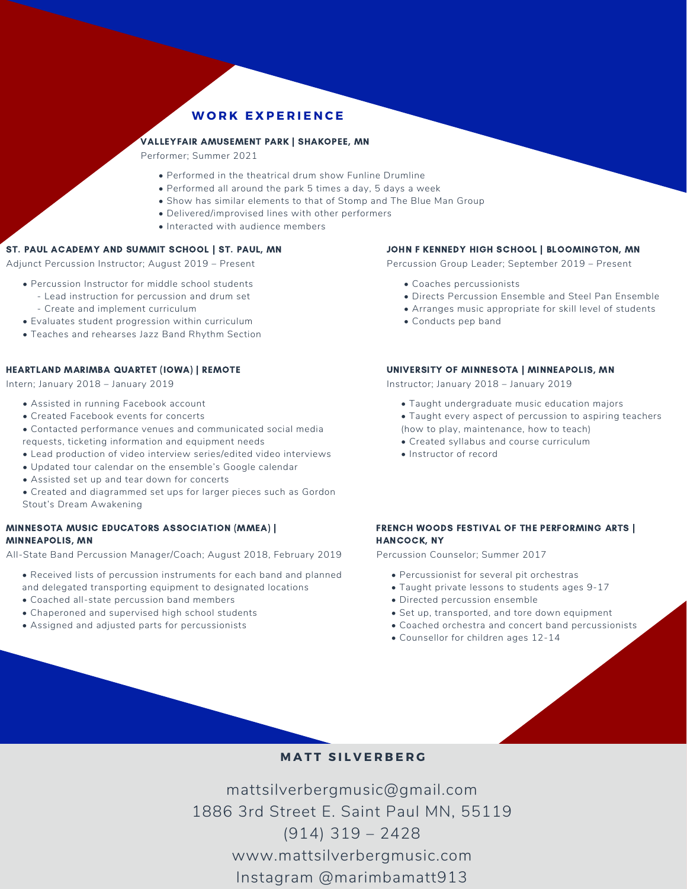## WORK EXPERIENCE

### VALLEYFAIR AMUSEMENT PARK | SHAKOPEE, MN

Performer; Summer 2021

- Performed in the theatrical drum show Funline Drumline
- Performed all around the park 5 times a day, 5 days a week
- Show has similar elements to that of Stomp and The Blue Man Group
- Delivered/improvised lines with other performers
- Interacted with audience members

### ST. PAUL ACADEMY AND SUMMIT SCHOOL | ST. PAUL, MN

Adjunct Percussion Instructor; August 2019 – Present

- Percussion Instructor for middle school students
  - Lead instruction for percussion and drum set
  - Create and implement curriculum
- Evaluates student progression within curriculum
- Teaches and rehearses Jazz Band Rhythm Section

### JOHN F KENNEDY HIGH SCHOOL | BLOOMINGTON, MN

Percussion Group Leader; September 2019 – Present

- Coaches percussionists
- Directs Percussion Ensemble and Steel Pan Ensemble
- Arranges music appropriate for skill level of students
- Conducts pep band

### HEARTLAND MARIMBA QUARTET (IOWA) | REMOTE

Intern; January 2018 – January 2019

- Assisted in running Facebook account
- Created Facebook events for concerts
- Contacted performance venues and communicated social media requests, ticketing information and equipment needs
- Lead production of video interview series/edited video interviews
- Updated tour calendar on the ensemble's Google calendar
- Assisted set up and tear down for concerts
- Created and diagrammed set ups for larger pieces such as Gordon Stout's Dream Awakening

### UNIVERSITY OF MINNESOTA | MINNEAPOLIS, MN

Instructor; January 2018 – January 2019

- Taught undergraduate music education majors
- Taught every aspect of percussion to aspiring teachers (how to play, maintenance, how to teach)
- Created syllabus and course curriculum
- Instructor of record

### MINNESOTA MUSIC EDUCATORS ASSOCIATION (MMEA) | MINNEAPOLIS, MN

All-State Band Percussion Manager/Coach; August 2018, February 2019

- Received lists of percussion instruments for each band and planned and delegated transporting equipment to designated locations
- Coached all-state percussion band members
- Chaperoned and supervised high school students
- Assigned and adjusted parts for percussionists

### FRENCH WOODS FESTIVAL OF THE PERFORMING ARTS | HANCOCK, NY

Percussion Counselor; Summer 2017

- Percussionist for several pit orchestras
- Taught private lessons to students ages 9-17
- Directed percussion ensemble
- Set up, transported, and tore down equipment
- Coached orchestra and concert band percussionists
- Counsellor for children ages 12-14

## MATT SILVERBERG

mattsilverbergmusic@gmail.com
1886 3rd Street E. Saint Paul MN, 55119
(914) 319 – 2428
www.mattsilverbergmusic.com
Instagram @marimbamatt913